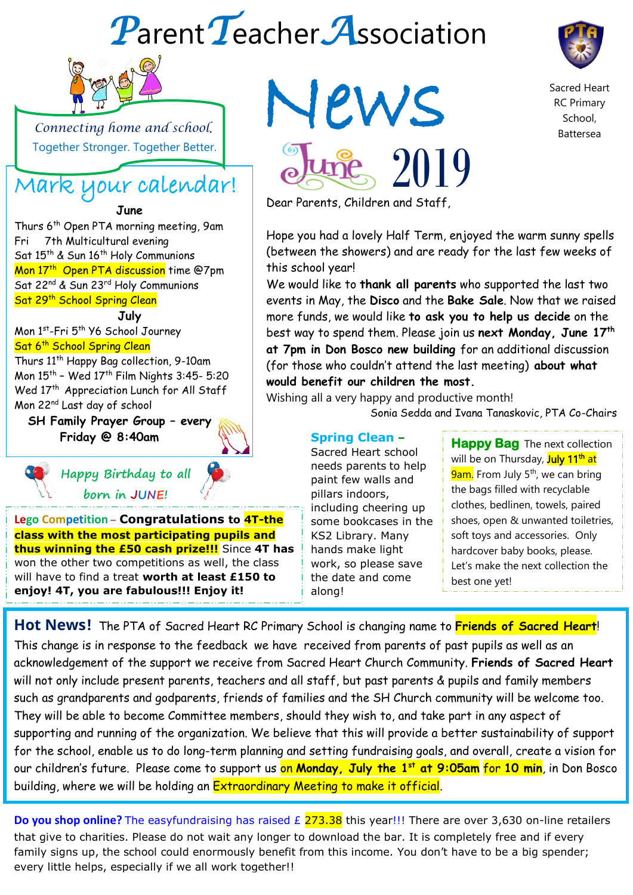# Parent Teacher Association

# News

## June 2019

Sacred Heart RC Primary School, Battersea

*Connecting home and school.*
Together Stronger. Together Better.

## Mark your calendar!

**June**

Thurs 6th Open PTA morning meeting, 9am
Fri 7th Multicultural evening
Sat 15th & Sun 16th Holy Communions
Mon 17th Open PTA discussion time @7pm
Sat 22nd & Sun 23rd Holy Communions
Sat 29th School Spring Clean

**July**

Mon 1st-Fri 5th Y6 School Journey
Sat 6th School Spring Clean
Thurs 11th Happy Bag collection, 9-10am
Mon 15th – Wed 17th Film Nights 3:45- 5:20
Wed 17th Appreciation Lunch for All Staff
Mon 22nd Last day of school

**SH Family Prayer Group – every Friday @ 8:40am**

*Happy Birthday to all born in JUNE!*

Dear Parents, Children and Staff,

Hope you had a lovely Half Term, enjoyed the warm sunny spells (between the showers) and are ready for the last few weeks of this school year!

We would like to **thank all parents** who supported the last two events in May, the **Disco** and the **Bake Sale**. Now that we raised more funds, we would like **to ask you to help us decide** on the best way to spend them. Please join us **next Monday, June 17th at 7pm in Don Bosco new building** for an additional discussion (for those who couldn't attend the last meeting) **about what would benefit our children the most.**

Wishing all a very happy and productive month!

Sonia Sedda and Ivana Tanaskovic, PTA Co-Chairs

**Lego Competition – Congratulations to 4T-the class with the most participating pupils and thus winning the £50 cash prize!!!** Since **4T has** won the other two competitions as well, the class will have to find a treat **worth at least £150 to enjoy! 4T, you are fabulous!!! Enjoy it!**

**Spring Clean –** Sacred Heart school needs parents to help paint few walls and pillars indoors, including cheering up some bookcases in the KS2 Library. Many hands make light work, so please save the date and come along!

**Happy Bag** The next collection will be on Thursday, July 11th at 9am. From July 5th, we can bring the bags filled with recyclable clothes, bedlinen, towels, paired shoes, open & unwanted toiletries, soft toys and accessories. Only hardcover baby books, please. Let's make the next collection the best one yet!

**Hot News!** The PTA of Sacred Heart RC Primary School is changing name to **Friends of Sacred Heart**! This change is in response to the feedback we have received from parents of past pupils as well as an acknowledgement of the support we receive from Sacred Heart Church Community. **Friends of Sacred Heart** will not only include present parents, teachers and all staff, but past parents & pupils and family members such as grandparents and godparents, friends of families and the SH Church community will be welcome too. They will be able to become Committee members, should they wish to, and take part in any aspect of supporting and running of the organization. We believe that this will provide a better sustainability of support for the school, enable us to do long-term planning and setting fundraising goals, and overall, create a vision for our children's future. Please come to support us **on Monday, July the 1st at 9:05am for 10 min**, in Don Bosco building, where we will be holding an Extraordinary Meeting to make it official.

**Do you shop online?** The easyfundraising has raised £ 273.38 this year!!! There are over 3,630 on-line retailers that give to charities. Please do not wait any longer to download the bar. It is completely free and if every family signs up, the school could enormously benefit from this income. You don't have to be a big spender; every little helps, especially if we all work together!!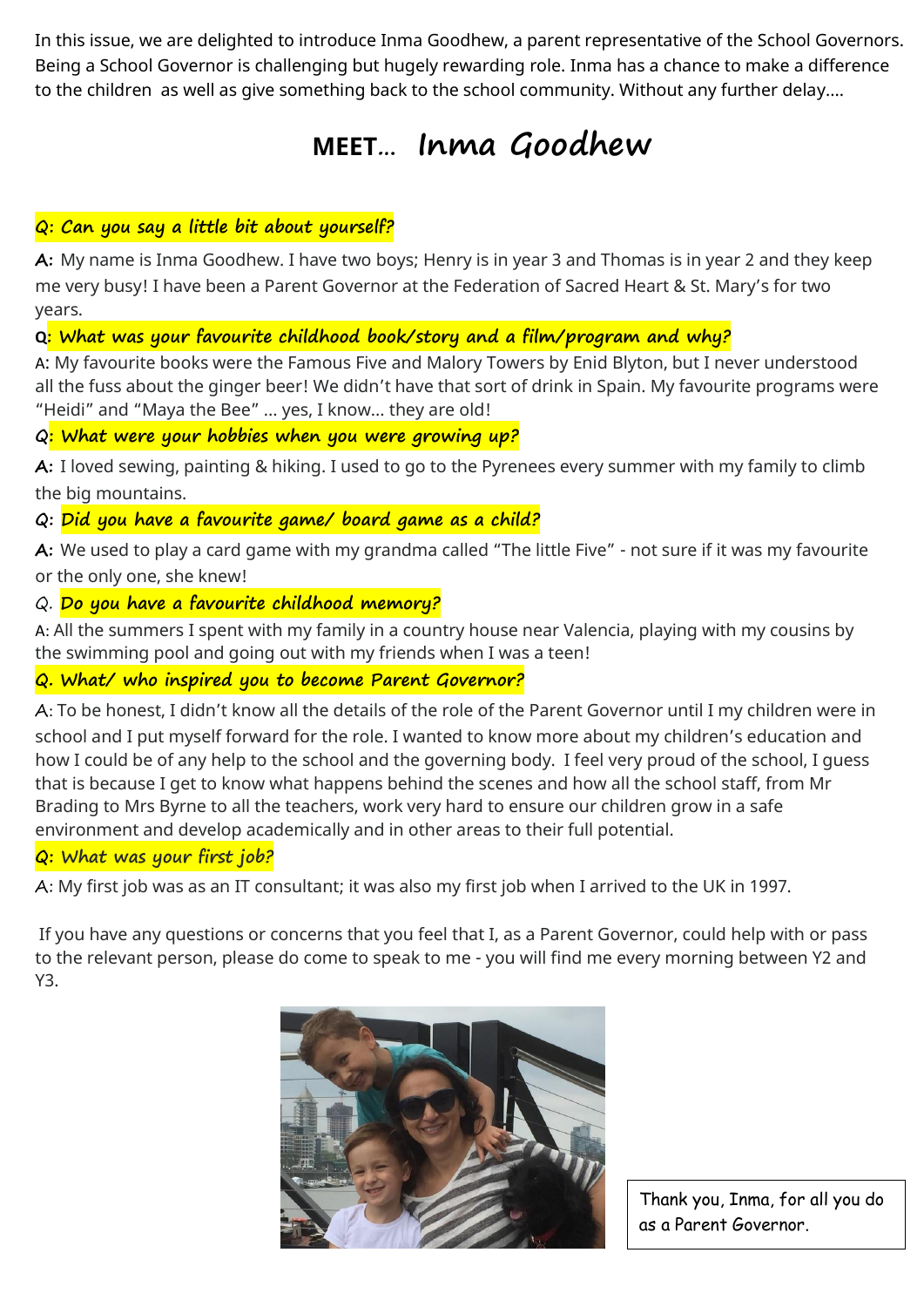In this issue, we are delighted to introduce Inma Goodhew, a parent representative of the School Governors. Being a School Governor is challenging but hugely rewarding role. Inma has a chance to make a difference to the children  as well as give something back to the school community. Without any further delay....

# MEET... Inma Goodhew

**Q: Can you say a little bit about yourself?**

**A:** My name is Inma Goodhew. I have two boys; Henry is in year 3 and Thomas is in year 2 and they keep me very busy! I have been a Parent Governor at the Federation of Sacred Heart & St. Mary's for two years.

**Q: What was your favourite childhood book/story and a film/program and why?**

A: My favourite books were the Famous Five and Malory Towers by Enid Blyton, but I never understood all the fuss about the ginger beer! We didn't have that sort of drink in Spain. My favourite programs were "Heidi" and "Maya the Bee" ... yes, I know... they are old!

**Q: What were your hobbies when you were growing up?**

**A:** I loved sewing, painting & hiking. I used to go to the Pyrenees every summer with my family to climb the big mountains.

**Q: Did you have a favourite game/ board game as a child?**

**A:** We used to play a card game with my grandma called "The little Five" - not sure if it was my favourite or the only one, she knew!

**Q. Do you have a favourite childhood memory?**

A: All the summers I spent with my family in a country house near Valencia, playing with my cousins by the swimming pool and going out with my friends when I was a teen!

**Q. What/ who inspired you to become Parent Governor?**

A: To be honest, I didn't know all the details of the role of the Parent Governor until I my children were in school and I put myself forward for the role. I wanted to know more about my children's education and how I could be of any help to the school and the governing body.  I feel very proud of the school, I guess that is because I get to know what happens behind the scenes and how all the school staff, from Mr Brading to Mrs Byrne to all the teachers, work very hard to ensure our children grow in a safe environment and develop academically and in other areas to their full potential.

**Q: What was your first job?**

A: My first job was as an IT consultant; it was also my first job when I arrived to the UK in 1997.

If you have any questions or concerns that you feel that I, as a Parent Governor, could help with or pass to the relevant person, please do come to speak to me - you will find me every morning between Y2 and Y3.

Thank you, Inma, for all you do as a Parent Governor.